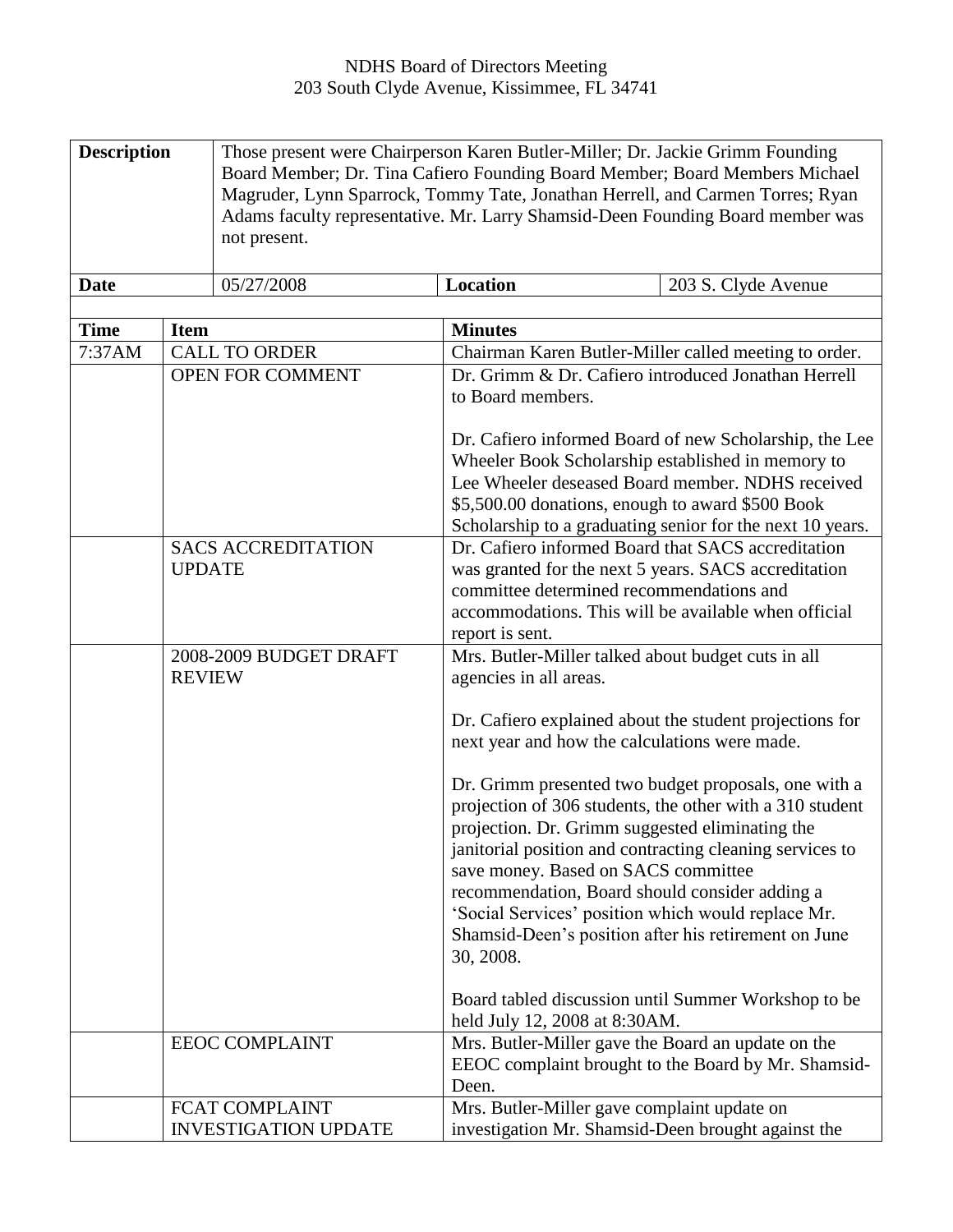NDHS Board of Directors Meeting
203 South Clyde Avenue, Kissimmee, FL 34741

| **Description** | Those present were Chairperson Karen Butler-Miller; Dr. Jackie Grimm Founding Board Member; Dr. Tina Cafiero Founding Board Member; Board Members Michael Magruder, Lynn Sparrock, Tommy Tate, Jonathan Herrell, and Carmen Torres; Ryan Adams faculty representative. Mr. Larry Shamsid-Deen Founding Board member was not present. | | |
|---|---|---|---|
| **Date** | 05/27/2008 | **Location** | 203 S. Clyde Avenue |

| **Time** | **Item** | **Minutes** |
|---|---|---|
| 7:37AM | CALL TO ORDER | Chairman Karen Butler-Miller called meeting to order. |
| | OPEN FOR COMMENT | Dr. Grimm & Dr. Cafiero introduced Jonathan Herrell to Board members.<br><br>Dr. Cafiero informed Board of new Scholarship, the Lee Wheeler Book Scholarship established in memory to Lee Wheeler deseased Board member. NDHS received \$5,500.00 donations, enough to award \$500 Book Scholarship to a graduating senior for the next 10 years. |
| | SACS ACCREDITATION UPDATE | Dr. Cafiero informed Board that SACS accreditation was granted for the next 5 years. SACS accreditation committee determined recommendations and accommodations. This will be available when official report is sent. |
| | 2008-2009 BUDGET DRAFT REVIEW | Mrs. Butler-Miller talked about budget cuts in all agencies in all areas.<br><br>Dr. Cafiero explained about the student projections for next year and how the calculations were made.<br><br>Dr. Grimm presented two budget proposals, one with a projection of 306 students, the other with a 310 student projection. Dr. Grimm suggested eliminating the janitorial position and contracting cleaning services to save money. Based on SACS committee recommendation, Board should consider adding a 'Social Services' position which would replace Mr. Shamsid-Deen's position after his retirement on June 30, 2008.<br><br>Board tabled discussion until Summer Workshop to be held July 12, 2008 at 8:30AM. |
| | EEOC COMPLAINT | Mrs. Butler-Miller gave the Board an update on the EEOC complaint brought to the Board by Mr. Shamsid-Deen. |
| | FCAT COMPLAINT INVESTIGATION UPDATE | Mrs. Butler-Miller gave complaint update on investigation Mr. Shamsid-Deen brought against the |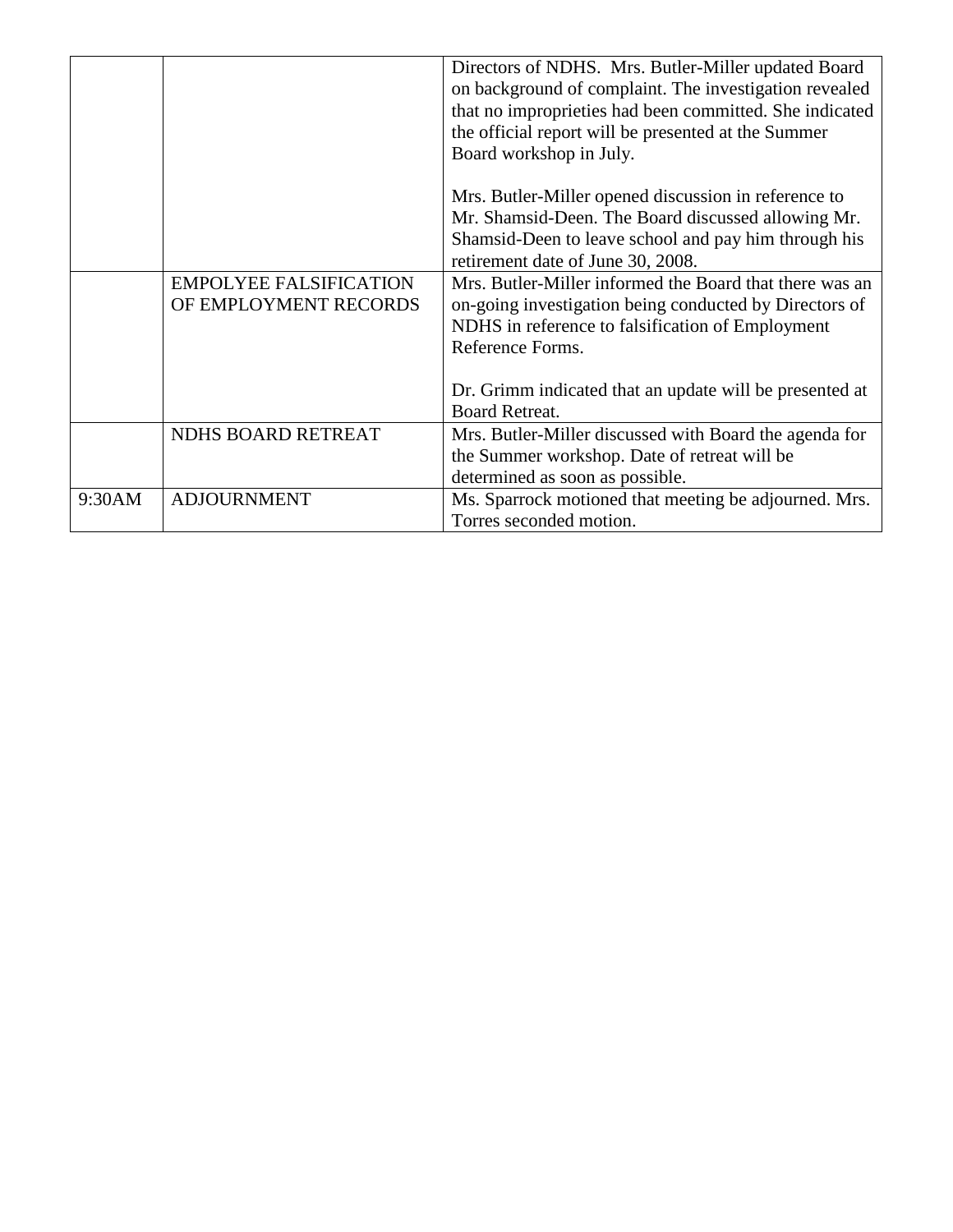| | | |
|---|---|---|
| | | Directors of NDHS. Mrs. Butler-Miller updated Board on background of complaint. The investigation revealed that no improprieties had been committed. She indicated the official report will be presented at the Summer Board workshop in July.<br><br>Mrs. Butler-Miller opened discussion in reference to Mr. Shamsid-Deen. The Board discussed allowing Mr. Shamsid-Deen to leave school and pay him through his retirement date of June 30, 2008. |
| | EMPOLYEE FALSIFICATION OF EMPLOYMENT RECORDS | Mrs. Butler-Miller informed the Board that there was an on-going investigation being conducted by Directors of NDHS in reference to falsification of Employment Reference Forms.<br><br>Dr. Grimm indicated that an update will be presented at Board Retreat. |
| | NDHS BOARD RETREAT | Mrs. Butler-Miller discussed with Board the agenda for the Summer workshop. Date of retreat will be determined as soon as possible. |
| 9:30AM | ADJOURNMENT | Ms. Sparrock motioned that meeting be adjourned. Mrs. Torres seconded motion. |